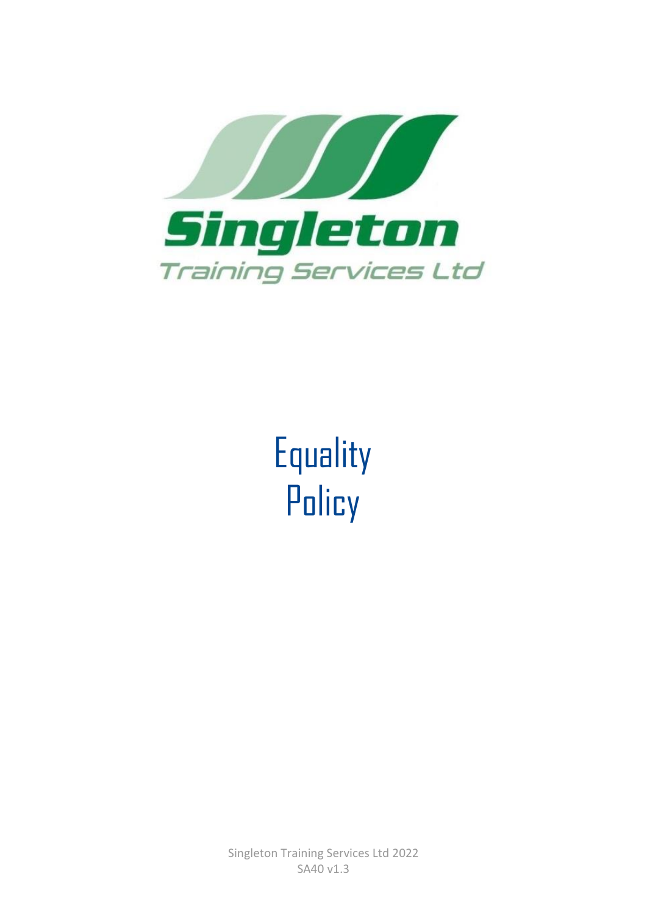Singleton

Training Services Ltd

# Equality Policy

Singleton Training Services Ltd 2022

SA40 v1.3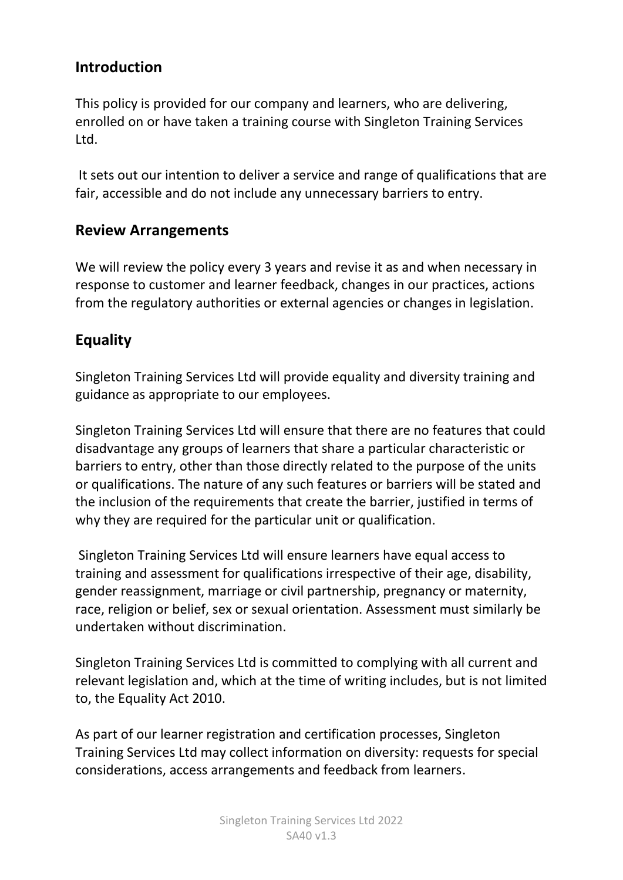## Introduction

This policy is provided for our company and learners, who are delivering, enrolled on or have taken a training course with Singleton Training Services Ltd.

It sets out our intention to deliver a service and range of qualifications that are fair, accessible and do not include any unnecessary barriers to entry.

## Review Arrangements

We will review the policy every 3 years and revise it as and when necessary in response to customer and learner feedback, changes in our practices, actions from the regulatory authorities or external agencies or changes in legislation.

## Equality

Singleton Training Services Ltd will provide equality and diversity training and guidance as appropriate to our employees.

Singleton Training Services Ltd will ensure that there are no features that could disadvantage any groups of learners that share a particular characteristic or barriers to entry, other than those directly related to the purpose of the units or qualifications. The nature of any such features or barriers will be stated and the inclusion of the requirements that create the barrier, justified in terms of why they are required for the particular unit or qualification.

Singleton Training Services Ltd will ensure learners have equal access to training and assessment for qualifications irrespective of their age, disability, gender reassignment, marriage or civil partnership, pregnancy or maternity, race, religion or belief, sex or sexual orientation. Assessment must similarly be undertaken without discrimination.

Singleton Training Services Ltd is committed to complying with all current and relevant legislation and, which at the time of writing includes, but is not limited to, the Equality Act 2010.

As part of our learner registration and certification processes, Singleton Training Services Ltd may collect information on diversity: requests for special considerations, access arrangements and feedback from learners.